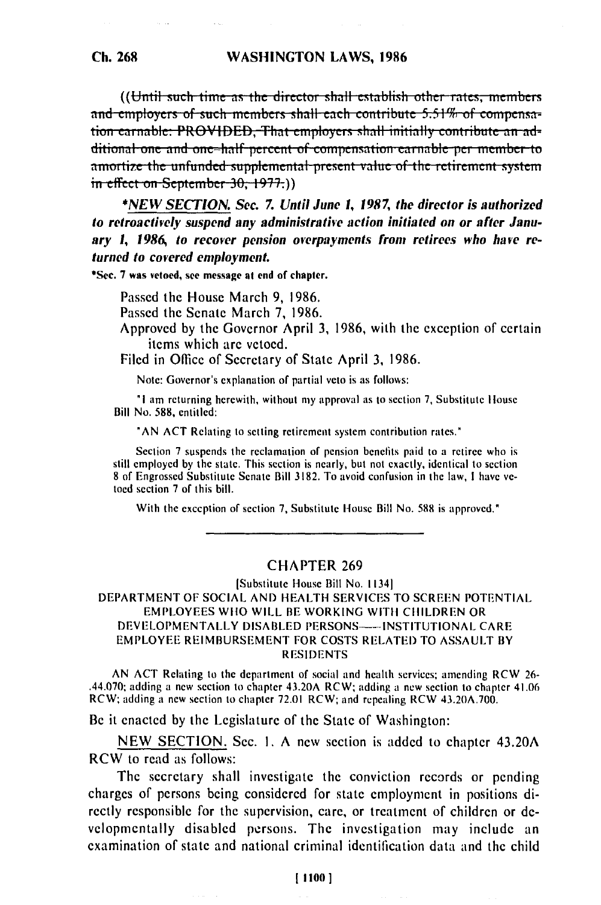((~~Until such time as the director shall establish other rates, members and employers of such members shall each contribute 5.51% of compensation earnable: PROVIDED, That employers shall initially contribute an additional one and one-half percent of compensation earnable per member to amortize the unfunded supplemental present value of the retirement system in effect on September 30, 1977.~~))

**\****NEW SECTION.* *Sec. 7. Until June 1, 1987, the director is authorized to retroactively suspend any administrative action initiated on or after January 1, 1986, to recover pension overpayments from retirees who have returned to covered employment.*

*Sec. 7 was vetoed, see message at end of chapter.

Passed the House March 9, 1986.
Passed the Senate March 7, 1986.
Approved by the Governor April 3, 1986, with the exception of certain items which are vetoed.
Filed in Office of Secretary of State April 3, 1986.

Note: Governor's explanation of partial veto is as follows:

"I am returning herewith, without my approval as to section 7, Substitute House Bill No. 588, entitled:

"AN ACT Relating to setting retirement system contribution rates."

Section 7 suspends the reclamation of pension benefits paid to a retiree who is still employed by the state. This section is nearly, but not exactly, identical to section 8 of Engrossed Substitute Senate Bill 3182. To avoid confusion in the law, I have vetoed section 7 of this bill.

With the exception of section 7, Substitute House Bill No. 588 is approved."

---

## CHAPTER 269

[Substitute House Bill No. 1134]

DEPARTMENT OF SOCIAL AND HEALTH SERVICES TO SCREEN POTENTIAL EMPLOYEES WHO WILL BE WORKING WITH CHILDREN OR DEVELOPMENTALLY DISABLED PERSONS——INSTITUTIONAL CARE EMPLOYEE REIMBURSEMENT FOR COSTS RELATED TO ASSAULT BY RESIDENTS

AN ACT Relating to the department of social and health services; amending RCW 26-.44.070; adding a new section to chapter 43.20A RCW; adding a new section to chapter 41.06 RCW; adding a new section to chapter 72.01 RCW; and repealing RCW 43.20A.700.

Be it enacted by the Legislature of the State of Washington:

NEW SECTION. Sec. 1. A new section is added to chapter 43.20A RCW to read as follows:

The secretary shall investigate the conviction records or pending charges of persons being considered for state employment in positions directly responsible for the supervision, care, or treatment of children or developmentally disabled persons. The investigation may include an examination of state and national criminal identification data and the child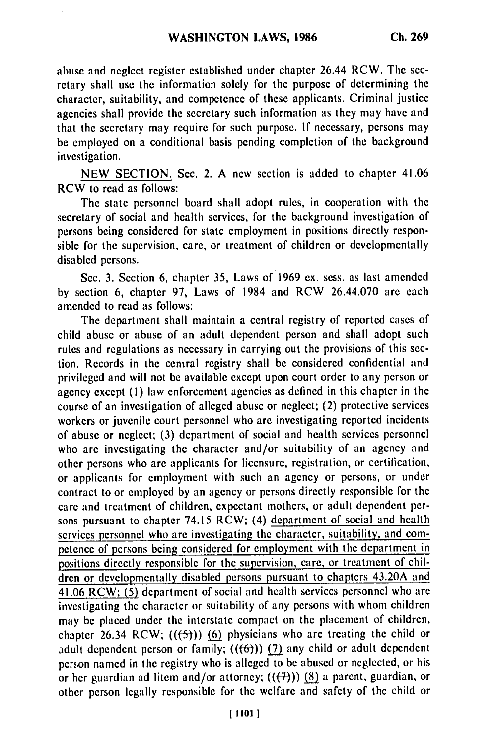abuse and neglect register established under chapter 26.44 RCW. The secretary shall use the information solely for the purpose of determining the character, suitability, and competence of these applicants. Criminal justice agencies shall provide the secretary such information as they may have and that the secretary may require for such purpose. If necessary, persons may be employed on a conditional basis pending completion of the background investigation.

NEW SECTION. Sec. 2. A new section is added to chapter 41.06 RCW to read as follows:

The state personnel board shall adopt rules, in cooperation with the secretary of social and health services, for the background investigation of persons being considered for state employment in positions directly responsible for the supervision, care, or treatment of children or developmentally disabled persons.

Sec. 3. Section 6, chapter 35, Laws of 1969 ex. sess. as last amended by section 6, chapter 97, Laws of 1984 and RCW 26.44.070 are each amended to read as follows:

The department shall maintain a central registry of reported cases of child abuse or abuse of an adult dependent person and shall adopt such rules and regulations as necessary in carrying out the provisions of this section. Records in the central registry shall be considered confidential and privileged and will not be available except upon court order to any person or agency except (1) law enforcement agencies as defined in this chapter in the course of an investigation of alleged abuse or neglect; (2) protective services workers or juvenile court personnel who are investigating reported incidents of abuse or neglect; (3) department of social and health services personnel who are investigating the character and/or suitability of an agency and other persons who are applicants for licensure, registration, or certification, or applicants for employment with such an agency or persons, or under contract to or employed by an agency or persons directly responsible for the care and treatment of children, expectant mothers, or adult dependent persons pursuant to chapter 74.15 RCW; (4) <u>department of social and health services personnel who are investigating the character, suitability, and competence of persons being considered for employment with the department in positions directly responsible for the supervision, care, or treatment of children or developmentally disabled persons pursuant to chapters 43.20A and 41.06 RCW; (5)</u> department of social and health services personnel who are investigating the character or suitability of any persons with whom children may be placed under the interstate compact on the placement of children, chapter 26.34 RCW; ((~~(5)~~)) <u>(6)</u> physicians who are treating the child or adult dependent person or family; ((~~(6)~~)) <u>(7)</u> any child or adult dependent person named in the registry who is alleged to be abused or neglected, or his or her guardian ad litem and/or attorney; ((~~(7)~~)) <u>(8)</u> a parent, guardian, or other person legally responsible for the welfare and safety of the child or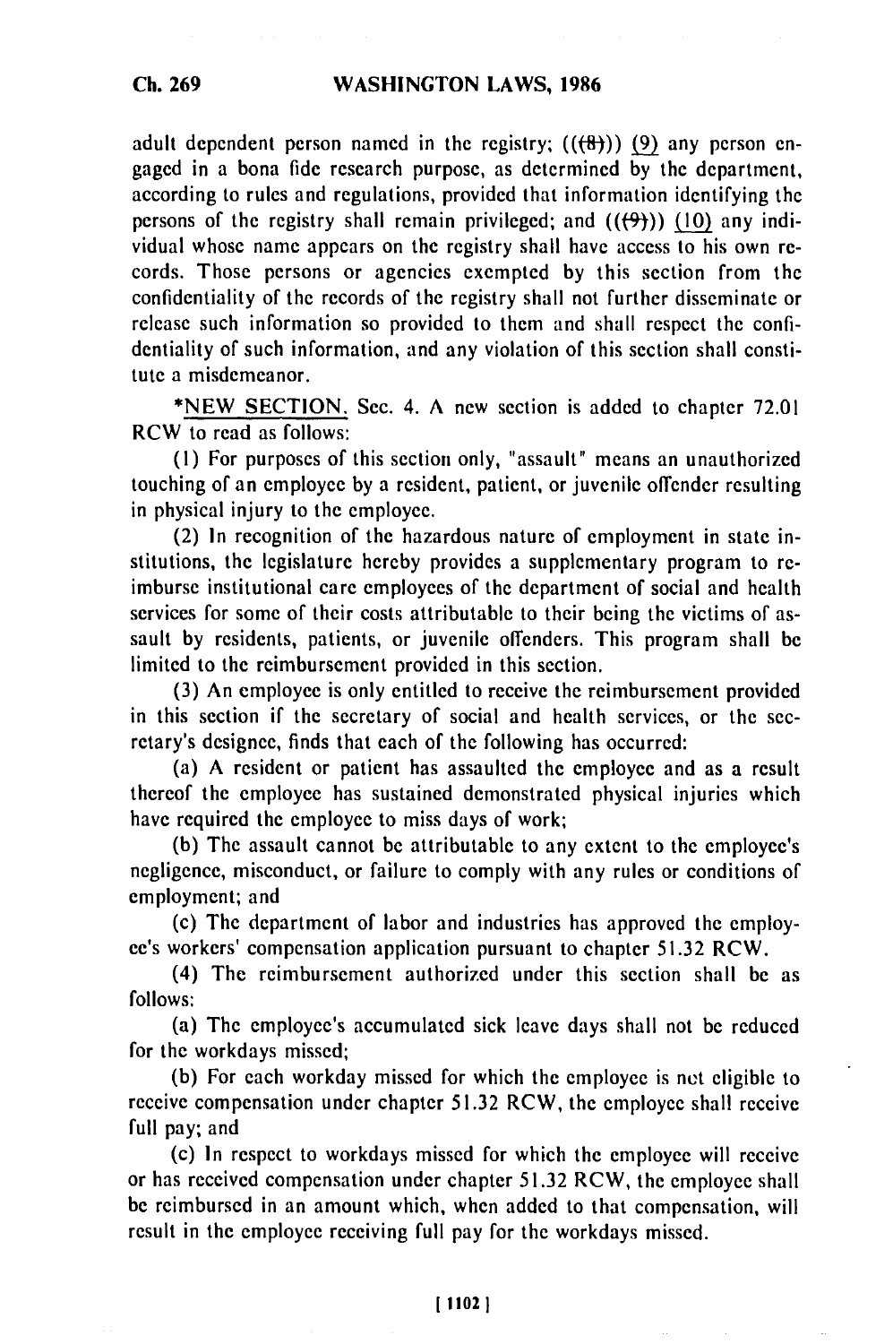adult dependent person named in the registry; ((~~(8)~~)) <u>(9)</u> any person engaged in a bona fide research purpose, as determined by the department, according to rules and regulations, provided that information identifying the persons of the registry shall remain privileged; and ((~~(9)~~)) <u>(10)</u> any individual whose name appears on the registry shall have access to his own records. Those persons or agencies exempted by this section from the confidentiality of the records of the registry shall not further disseminate or release such information so provided to them and shall respect the confidentiality of such information, and any violation of this section shall constitute a misdemeanor.

*<u>NEW SECTION.</u> Sec. 4. A new section is added to chapter 72.01 RCW to read as follows:

(1) For purposes of this section only, "assault" means an unauthorized touching of an employee by a resident, patient, or juvenile offender resulting in physical injury to the employee.

(2) In recognition of the hazardous nature of employment in state institutions, the legislature hereby provides a supplementary program to reimburse institutional care employees of the department of social and health services for some of their costs attributable to their being the victims of assault by residents, patients, or juvenile offenders. This program shall be limited to the reimbursement provided in this section.

(3) An employee is only entitled to receive the reimbursement provided in this section if the secretary of social and health services, or the secretary's designee, finds that each of the following has occurred:

(a) A resident or patient has assaulted the employee and as a result thereof the employee has sustained demonstrated physical injuries which have required the employee to miss days of work;

(b) The assault cannot be attributable to any extent to the employee's negligence, misconduct, or failure to comply with any rules or conditions of employment; and

(c) The department of labor and industries has approved the employee's workers' compensation application pursuant to chapter 51.32 RCW.

(4) The reimbursement authorized under this section shall be as follows:

(a) The employee's accumulated sick leave days shall not be reduced for the workdays missed;

(b) For each workday missed for which the employee is not eligible to receive compensation under chapter 51.32 RCW, the employee shall receive full pay; and

(c) In respect to workdays missed for which the employee will receive or has received compensation under chapter 51.32 RCW, the employee shall be reimbursed in an amount which, when added to that compensation, will result in the employee receiving full pay for the workdays missed.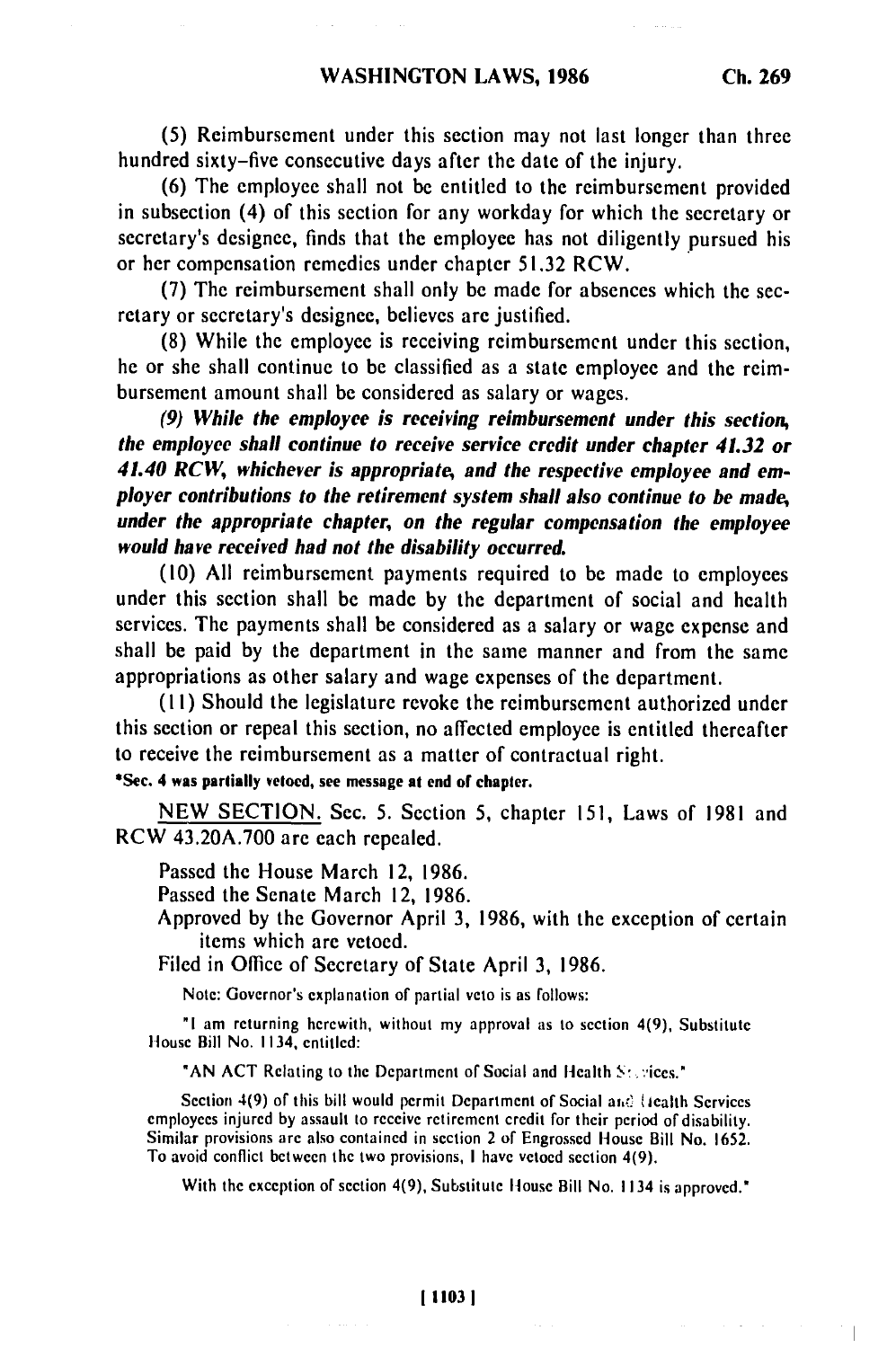(5) Reimbursement under this section may not last longer than three hundred sixty-five consecutive days after the date of the injury.

(6) The employee shall not be entitled to the reimbursement provided in subsection (4) of this section for any workday for which the secretary or secretary's designee, finds that the employee has not diligently pursued his or her compensation remedies under chapter 51.32 RCW.

(7) The reimbursement shall only be made for absences which the secretary or secretary's designee, believes are justified.

(8) While the employee is receiving reimbursement under this section, he or she shall continue to be classified as a state employee and the reimbursement amount shall be considered as salary or wages.

*(9) While the employee is receiving reimbursement under this section, the employee shall continue to receive service credit under chapter 41.32 or 41.40 RCW, whichever is appropriate, and the respective employee and employer contributions to the retirement system shall also continue to be made, under the appropriate chapter, on the regular compensation the employee would have received had not the disability occurred.*

(10) All reimbursement payments required to be made to employees under this section shall be made by the department of social and health services. The payments shall be considered as a salary or wage expense and shall be paid by the department in the same manner and from the same appropriations as other salary and wage expenses of the department.

(11) Should the legislature revoke the reimbursement authorized under this section or repeal this section, no affected employee is entitled thereafter to receive the reimbursement as a matter of contractual right.

**\*Sec. 4 was partially vetoed, see message at end of chapter.**

NEW SECTION. Sec. 5. Section 5, chapter 151, Laws of 1981 and RCW 43.20A.700 are each repealed.

Passed the House March 12, 1986.
Passed the Senate March 12, 1986.
Approved by the Governor April 3, 1986, with the exception of certain items which are vetoed.
Filed in Office of Secretary of State April 3, 1986.

Note: Governor's explanation of partial veto is as follows:

"I am returning herewith, without my approval as to section 4(9), Substitute House Bill No. 1134, entitled:

"AN ACT Relating to the Department of Social and Health Services."

Section 4(9) of this bill would permit Department of Social and Health Services employees injured by assault to receive retirement credit for their period of disability. Similar provisions are also contained in section 2 of Engrossed House Bill No. 1652. To avoid conflict between the two provisions, I have vetoed section 4(9).

With the exception of section 4(9), Substitute House Bill No. 1134 is approved."